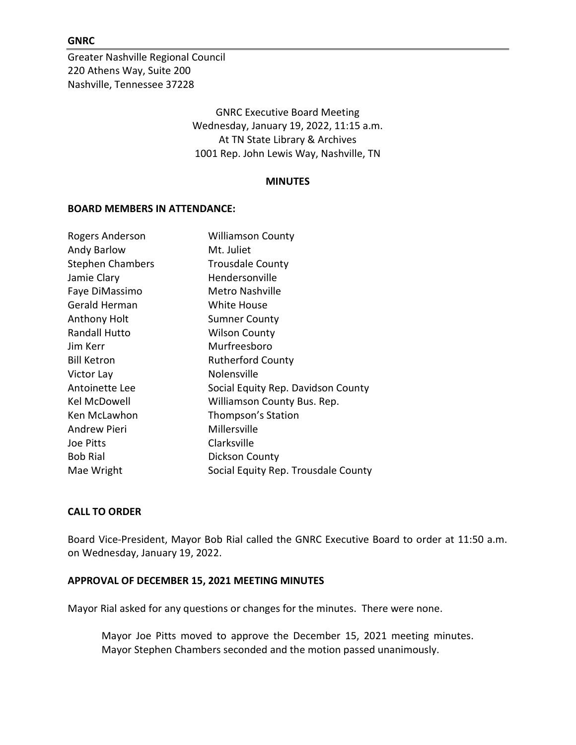**GNRC**

Greater Nashville Regional Council
220 Athens Way, Suite 200
Nashville, Tennessee 37228

GNRC Executive Board Meeting
Wednesday, January 19, 2022, 11:15 a.m.
At TN State Library & Archives
1001 Rep. John Lewis Way, Nashville, TN

**MINUTES**

**BOARD MEMBERS IN ATTENDANCE:**

| | |
|---|---|
| Rogers Anderson | Williamson County |
| Andy Barlow | Mt. Juliet |
| Stephen Chambers | Trousdale County |
| Jamie Clary | Hendersonville |
| Faye DiMassimo | Metro Nashville |
| Gerald Herman | White House |
| Anthony Holt | Sumner County |
| Randall Hutto | Wilson County |
| Jim Kerr | Murfreesboro |
| Bill Ketron | Rutherford County |
| Victor Lay | Nolensville |
| Antoinette Lee | Social Equity Rep. Davidson County |
| Kel McDowell | Williamson County Bus. Rep. |
| Ken McLawhon | Thompson's Station |
| Andrew Pieri | Millersville |
| Joe Pitts | Clarksville |
| Bob Rial | Dickson County |
| Mae Wright | Social Equity Rep. Trousdale County |

**CALL TO ORDER**

Board Vice-President, Mayor Bob Rial called the GNRC Executive Board to order at 11:50 a.m. on Wednesday, January 19, 2022.

**APPROVAL OF DECEMBER 15, 2021 MEETING MINUTES**

Mayor Rial asked for any questions or changes for the minutes. There were none.

> Mayor Joe Pitts moved to approve the December 15, 2021 meeting minutes. Mayor Stephen Chambers seconded and the motion passed unanimously.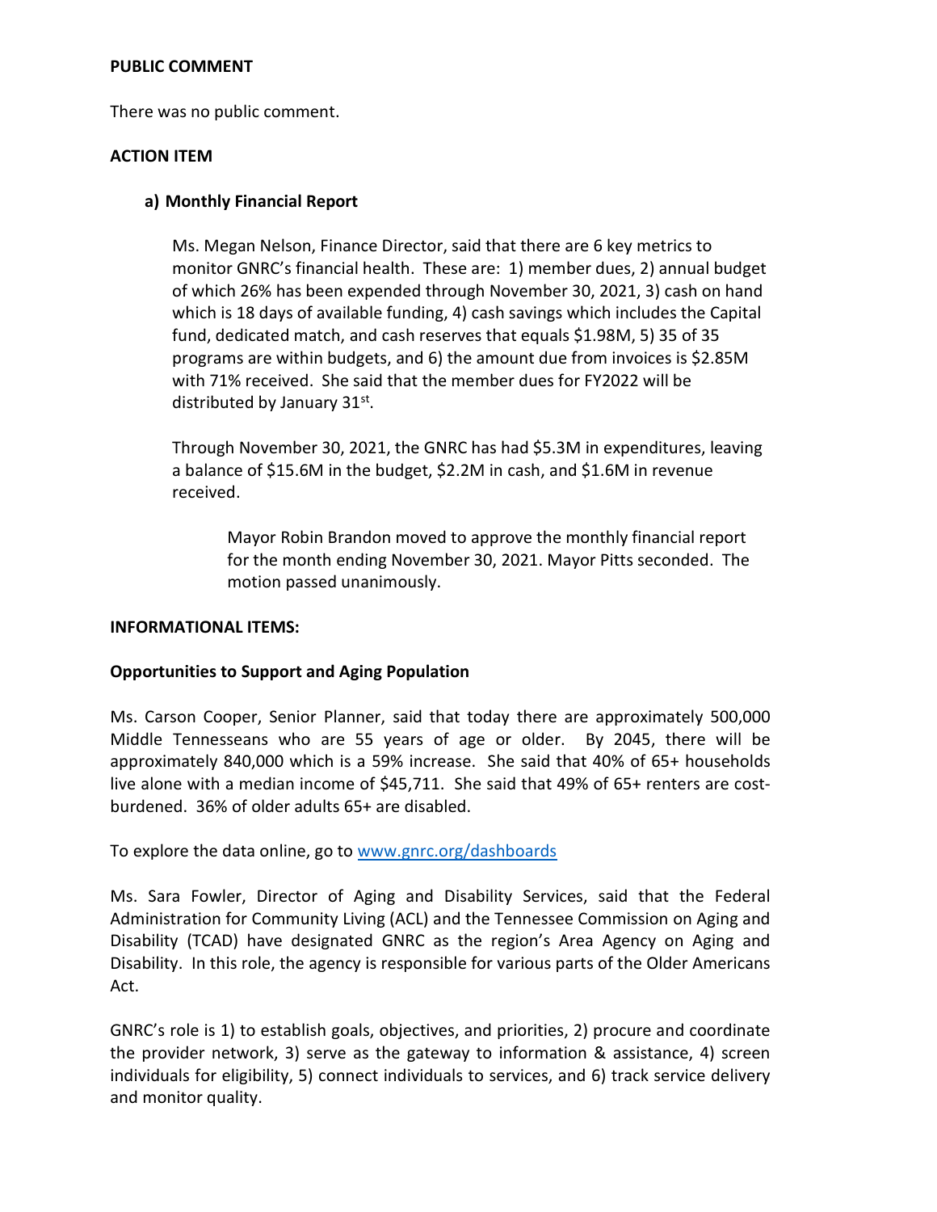**PUBLIC COMMENT**

There was no public comment.

**ACTION ITEM**

**a) Monthly Financial Report**

Ms. Megan Nelson, Finance Director, said that there are 6 key metrics to monitor GNRC's financial health. These are: 1) member dues, 2) annual budget of which 26% has been expended through November 30, 2021, 3) cash on hand which is 18 days of available funding, 4) cash savings which includes the Capital fund, dedicated match, and cash reserves that equals \$1.98M, 5) 35 of 35 programs are within budgets, and 6) the amount due from invoices is \$2.85M with 71% received. She said that the member dues for FY2022 will be distributed by January 31st.

Through November 30, 2021, the GNRC has had \$5.3M in expenditures, leaving a balance of \$15.6M in the budget, \$2.2M in cash, and \$1.6M in revenue received.

> Mayor Robin Brandon moved to approve the monthly financial report for the month ending November 30, 2021. Mayor Pitts seconded. The motion passed unanimously.

**INFORMATIONAL ITEMS:**

**Opportunities to Support and Aging Population**

Ms. Carson Cooper, Senior Planner, said that today there are approximately 500,000 Middle Tennesseans who are 55 years of age or older. By 2045, there will be approximately 840,000 which is a 59% increase. She said that 40% of 65+ households live alone with a median income of \$45,711. She said that 49% of 65+ renters are cost-burdened. 36% of older adults 65+ are disabled.

To explore the data online, go to [www.gnrc.org/dashboards](www.gnrc.org/dashboards)

Ms. Sara Fowler, Director of Aging and Disability Services, said that the Federal Administration for Community Living (ACL) and the Tennessee Commission on Aging and Disability (TCAD) have designated GNRC as the region's Area Agency on Aging and Disability. In this role, the agency is responsible for various parts of the Older Americans Act.

GNRC's role is 1) to establish goals, objectives, and priorities, 2) procure and coordinate the provider network, 3) serve as the gateway to information & assistance, 4) screen individuals for eligibility, 5) connect individuals to services, and 6) track service delivery and monitor quality.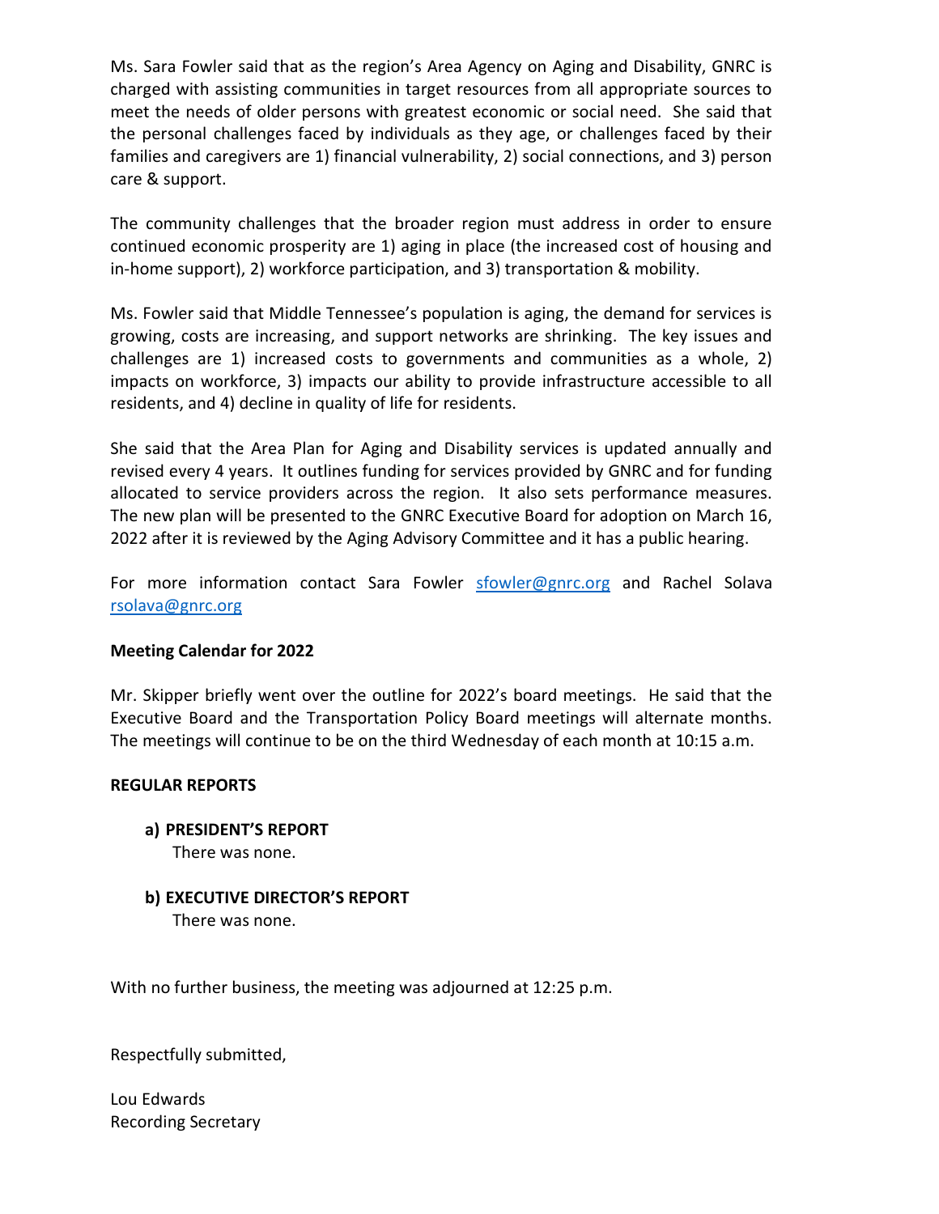Ms. Sara Fowler said that as the region's Area Agency on Aging and Disability, GNRC is charged with assisting communities in target resources from all appropriate sources to meet the needs of older persons with greatest economic or social need. She said that the personal challenges faced by individuals as they age, or challenges faced by their families and caregivers are 1) financial vulnerability, 2) social connections, and 3) person care & support.

The community challenges that the broader region must address in order to ensure continued economic prosperity are 1) aging in place (the increased cost of housing and in-home support), 2) workforce participation, and 3) transportation & mobility.

Ms. Fowler said that Middle Tennessee's population is aging, the demand for services is growing, costs are increasing, and support networks are shrinking. The key issues and challenges are 1) increased costs to governments and communities as a whole, 2) impacts on workforce, 3) impacts our ability to provide infrastructure accessible to all residents, and 4) decline in quality of life for residents.

She said that the Area Plan for Aging and Disability services is updated annually and revised every 4 years. It outlines funding for services provided by GNRC and for funding allocated to service providers across the region. It also sets performance measures. The new plan will be presented to the GNRC Executive Board for adoption on March 16, 2022 after it is reviewed by the Aging Advisory Committee and it has a public hearing.

For more information contact Sara Fowler [sfowler@gnrc.org](mailto:sfowler@gnrc.org) and Rachel Solava [rsolava@gnrc.org](mailto:rsolava@gnrc.org)

**Meeting Calendar for 2022**

Mr. Skipper briefly went over the outline for 2022's board meetings. He said that the Executive Board and the Transportation Policy Board meetings will alternate months. The meetings will continue to be on the third Wednesday of each month at 10:15 a.m.

**REGULAR REPORTS**

**a) PRESIDENT'S REPORT**
There was none.

**b) EXECUTIVE DIRECTOR'S REPORT**
There was none.

With no further business, the meeting was adjourned at 12:25 p.m.

Respectfully submitted,

Lou Edwards
Recording Secretary